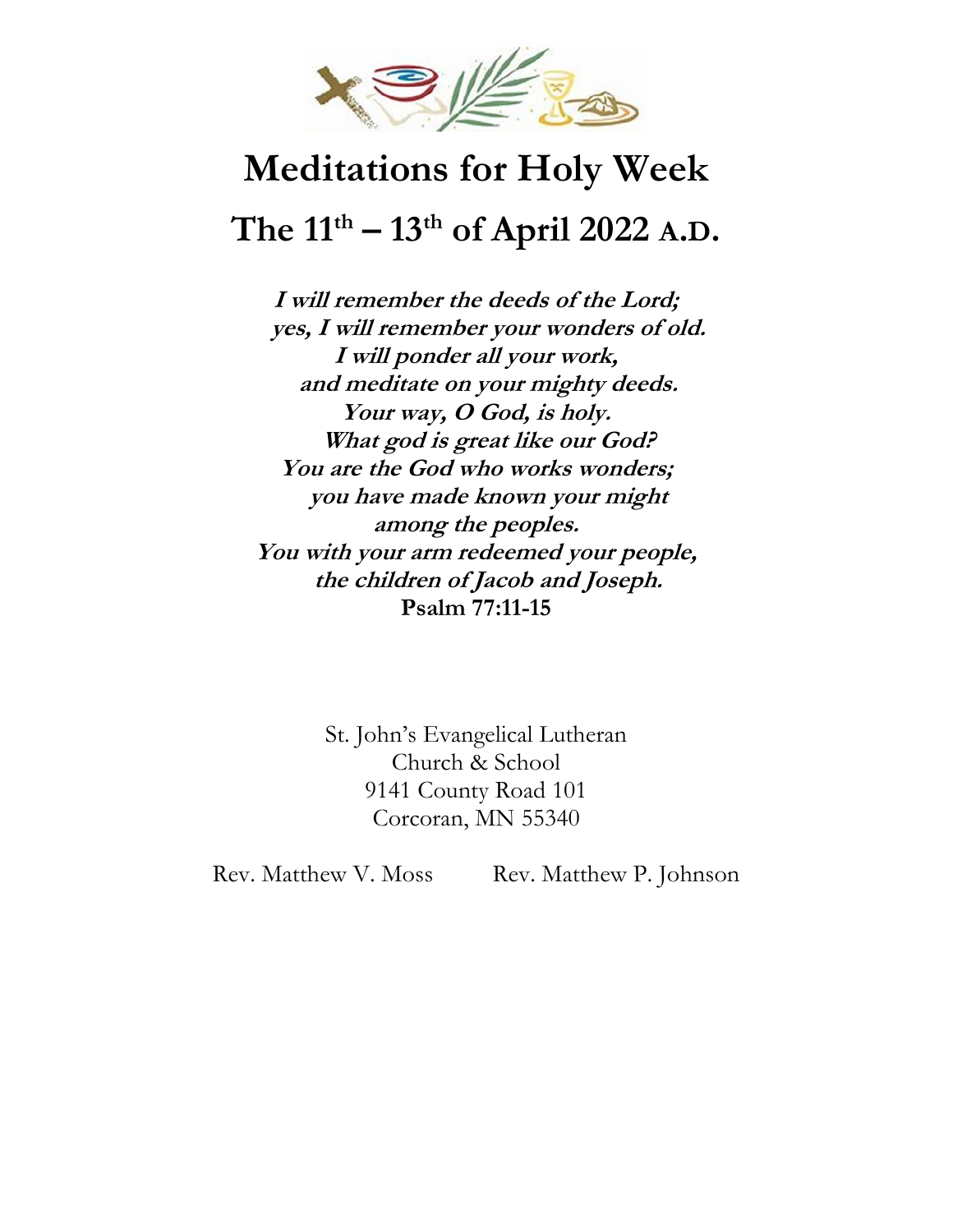# Meditations for Holy Week

## The 11th – 13th of April 2022 A.D.

***I will remember the deeds of the Lord;***
***yes, I will remember your wonders of old.***
***I will ponder all your work,***
***and meditate on your mighty deeds.***
***Your way, O God, is holy.***
***What god is great like our God?***
***You are the God who works wonders;***
***you have made known your might***
***among the peoples.***
***You with your arm redeemed your people,***
***the children of Jacob and Joseph.***
**Psalm 77:11-15**

St. John's Evangelical Lutheran
Church & School
9141 County Road 101
Corcoran, MN 55340

Rev. Matthew V. Moss Rev. Matthew P. Johnson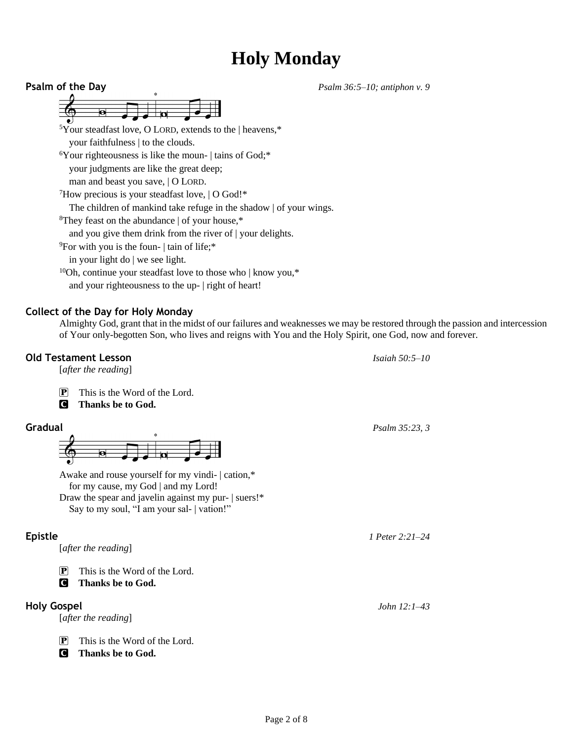# Holy Monday

**Psalm of the Day** *Psalm 36:5–10; antiphon v. 9*

[5]Your steadfast love, O LORD, extends to the | heavens,*
your faithfulness | to the clouds.
[6]Your righteousness is like the moun- | tains of God;*
your judgments are like the great deep;
man and beast you save, | O LORD.
[7]How precious is your steadfast love, | O God!*
The children of mankind take refuge in the shadow | of your wings.
[8]They feast on the abundance | of your house,*
and you give them drink from the river of | your delights.
[9]For with you is the foun- | tain of life;*
in your light do | we see light.
[10]Oh, continue your steadfast love to those who | know you,*
and your righteousness to the up- | right of heart!

**Collect of the Day for Holy Monday**

Almighty God, grant that in the midst of our failures and weaknesses we may be restored through the passion and intercession of Your only-begotten Son, who lives and reigns with You and the Holy Spirit, one God, now and forever.

**Old Testament Lesson** *Isaiah 50:5–10*

[*after the reading*]

P This is the Word of the Lord.
C **Thanks be to God.**

**Gradual** *Psalm 35:23, 3*

Awake and rouse yourself for my vindi- | cation,*
for my cause, my God | and my Lord!
Draw the spear and javelin against my pur- | suers!*
Say to my soul, "I am your sal- | vation!"

**Epistle** *1 Peter 2:21–24*

[*after the reading*]

P This is the Word of the Lord.
C **Thanks be to God.**

**Holy Gospel** *John 12:1–43*

[*after the reading*]

P This is the Word of the Lord.
C **Thanks be to God.**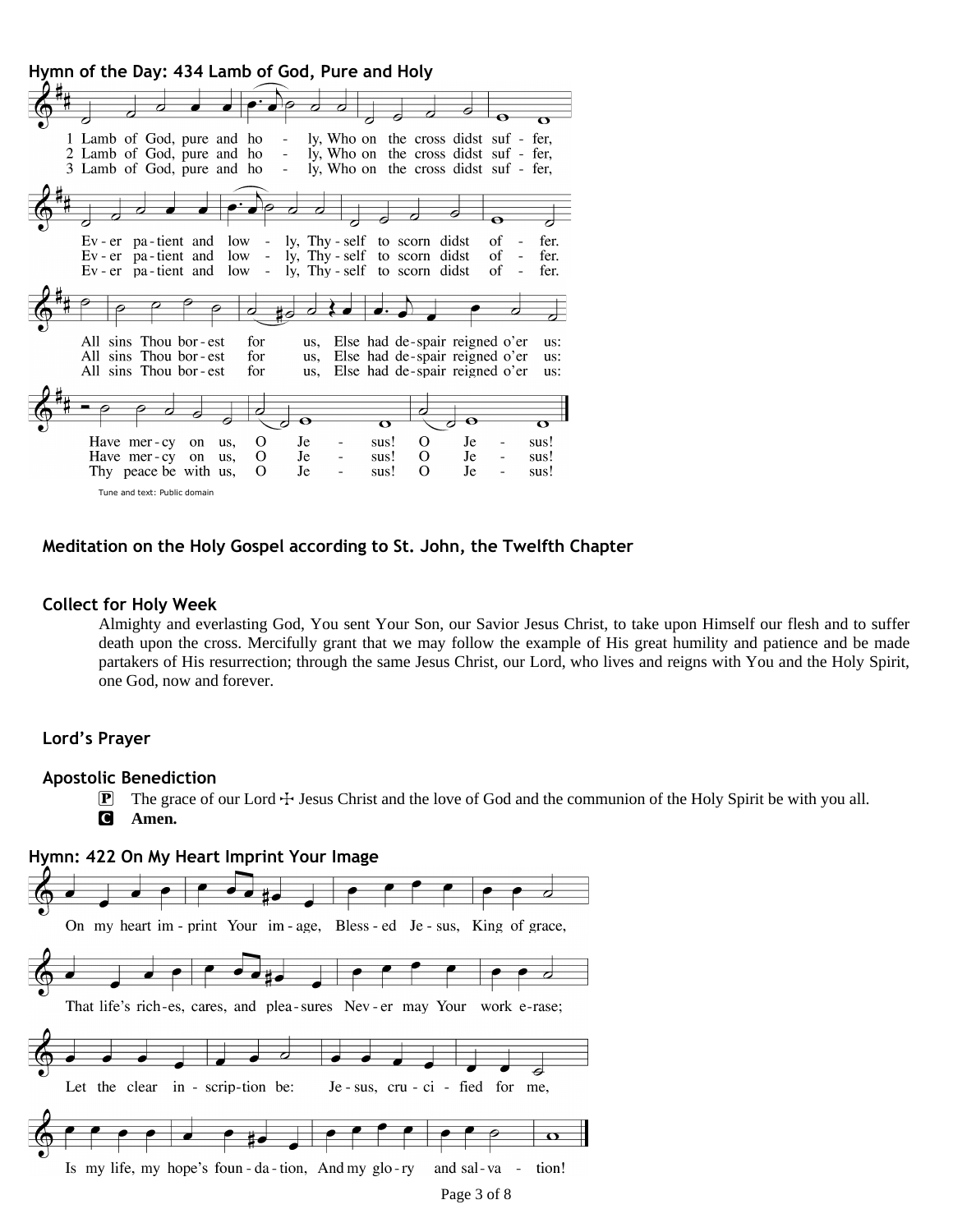**Hymn of the Day: 434 Lamb of God, Pure and Holy**

1 Lamb of God, pure and holy, Who on the cross didst suffer,
Ever patient and lowly, Thyself to scorn didst offer.
All sins Thou borest for us, Else had despair reigned o'er us:
Have mercy on us, O Jesus! O Jesus!

2 Lamb of God, pure and holy, Who on the cross didst suffer,
Ever patient and lowly, Thyself to scorn didst offer.
All sins Thou borest for us, Else had despair reigned o'er us:
Have mercy on us, O Jesus! O Jesus!

3 Lamb of God, pure and holy, Who on the cross didst suffer,
Ever patient and lowly, Thyself to scorn didst offer.
All sins Thou borest for us, Else had despair reigned o'er us:
Thy peace be with us, O Jesus! O Jesus!

Tune and text: Public domain

**Meditation on the Holy Gospel according to St. John, the Twelfth Chapter**

**Collect for Holy Week**

Almighty and everlasting God, You sent Your Son, our Savior Jesus Christ, to take upon Himself our flesh and to suffer death upon the cross. Mercifully grant that we may follow the example of His great humility and patience and be made partakers of His resurrection; through the same Jesus Christ, our Lord, who lives and reigns with You and the Holy Spirit, one God, now and forever.

**Lord's Prayer**

**Apostolic Benediction**

P The grace of our Lord ☩ Jesus Christ and the love of God and the communion of the Holy Spirit be with you all.
C **Amen.**

**Hymn: 422 On My Heart Imprint Your Image**

On my heart imprint Your image, Blessed Jesus, King of grace,
That life's riches, cares, and pleasures Never may Your work erase;
Let the clear inscription be: Jesus, crucified for me,
Is my life, my hope's foundation, And my glory and salvation!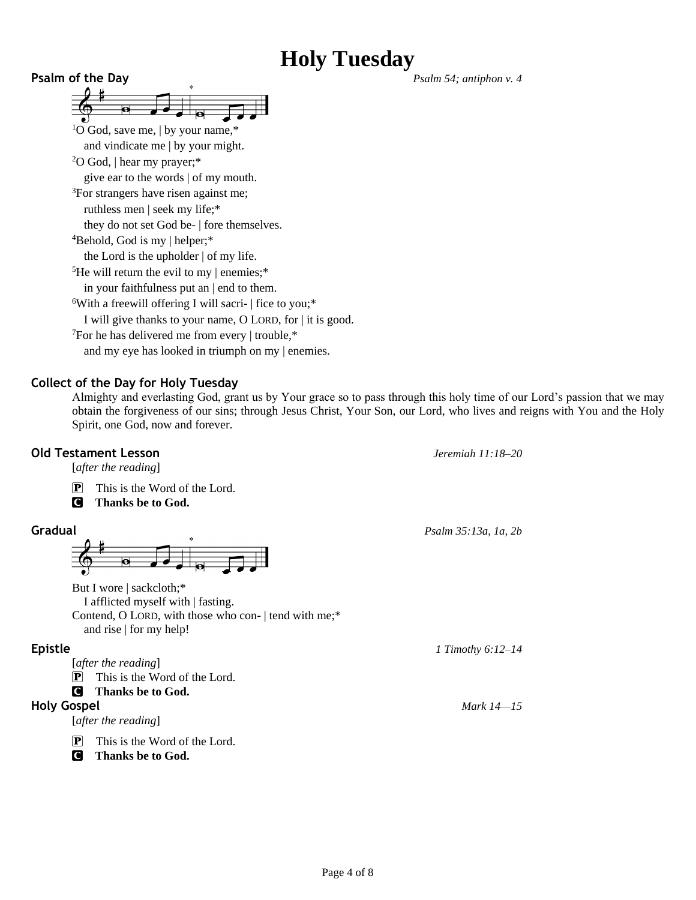# Holy Tuesday

**Psalm of the Day** *Psalm 54; antiphon v. 4*

[1]O God, save me, | by your name,*
  and vindicate me | by your might.
[2]O God, | hear my prayer;*
  give ear to the words | of my mouth.
[3]For strangers have risen against me;
  ruthless men | seek my life;*
  they do not set God be- | fore themselves.
[4]Behold, God is my | helper;*
  the Lord is the upholder | of my life.
[5]He will return the evil to my | enemies;*
  in your faithfulness put an | end to them.
[6]With a freewill offering I will sacri- | fice to you;*
  I will give thanks to your name, O LORD, for | it is good.
[7]For he has delivered me from every | trouble,*
  and my eye has looked in triumph on my | enemies.

**Collect of the Day for Holy Tuesday**

Almighty and everlasting God, grant us by Your grace so to pass through this holy time of our Lord's passion that we may obtain the forgiveness of our sins; through Jesus Christ, Your Son, our Lord, who lives and reigns with You and the Holy Spirit, one God, now and forever.

**Old Testament Lesson** *Jeremiah 11:18–20*

[*after the reading*]

P This is the Word of the Lord.
C **Thanks be to God.**

**Gradual** *Psalm 35:13a, 1a, 2b*

But I wore | sackcloth;*
  I afflicted myself with | fasting.
Contend, O LORD, with those who con- | tend with me;*
  and rise | for my help!

**Epistle** *1 Timothy 6:12–14*

[*after the reading*]

P This is the Word of the Lord.
C **Thanks be to God.**

**Holy Gospel** *Mark 14—15*

[*after the reading*]

P This is the Word of the Lord.
C **Thanks be to God.**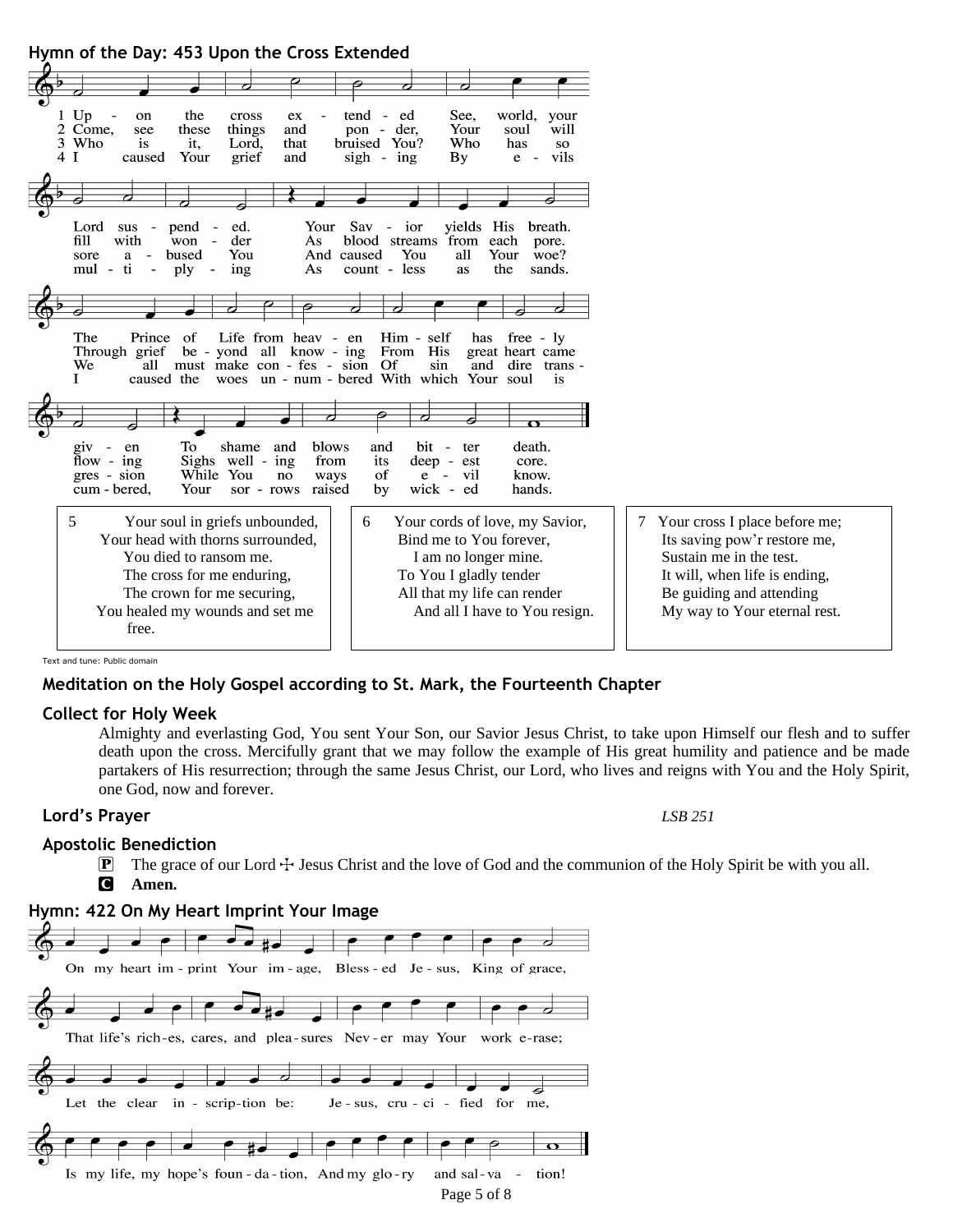**Hymn of the Day: 453 Upon the Cross Extended**

1 Upon the cross extended
See, world, your Lord suspended.
Your Savior yields His breath.
The Prince of Life from heaven
Himself has freely given
To shame and blows and bitter death.

2 Come, see these things and ponder,
Your soul will fill with wonder
As blood streams from each pore.
Through grief beyond all knowing
From His great heart came flowing
Sighs welling from its deepest core.

3 Who is it, Lord, that bruised You?
Who has so sore abused You
And caused You all Your woe?
We all must make confession
Of sin and dire transgression
While You no ways of evil know.

4 I caused Your grief and sighing
By evils multiplying
As countless as the sands.
I caused the woes unnumbered
With which Your soul is cumbered,
Your sorrows raised by wicked hands.

5 Your soul in griefs unbounded,
Your head with thorns surrounded,
You died to ransom me.
The cross for me enduring,
The crown for me securing,
You healed my wounds and set me free.

6 Your cords of love, my Savior,
Bind me to You forever,
I am no longer mine.
To You I gladly tender
All that my life can render
And all I have to You resign.

7 Your cross I place before me;
Its saving pow'r restore me,
Sustain me in the test.
It will, when life is ending,
Be guiding and attending
My way to Your eternal rest.

Text and tune: Public domain

**Meditation on the Holy Gospel according to St. Mark, the Fourteenth Chapter**

**Collect for Holy Week**

Almighty and everlasting God, You sent Your Son, our Savior Jesus Christ, to take upon Himself our flesh and to suffer death upon the cross. Mercifully grant that we may follow the example of His great humility and patience and be made partakers of His resurrection; through the same Jesus Christ, our Lord, who lives and reigns with You and the Holy Spirit, one God, now and forever.

**Lord's Prayer** *LSB 251*

**Apostolic Benediction**

P The grace of our Lord ☩ Jesus Christ and the love of God and the communion of the Holy Spirit be with you all.
C **Amen.**

**Hymn: 422 On My Heart Imprint Your Image**

On my heart imprint Your image,
Blessed Jesus, King of grace,
That life's riches, cares, and pleasures
Never may Your work erase;
Let the clear inscription be:
Jesus, crucified for me,
Is my life, my hope's foundation,
And my glory and salvation!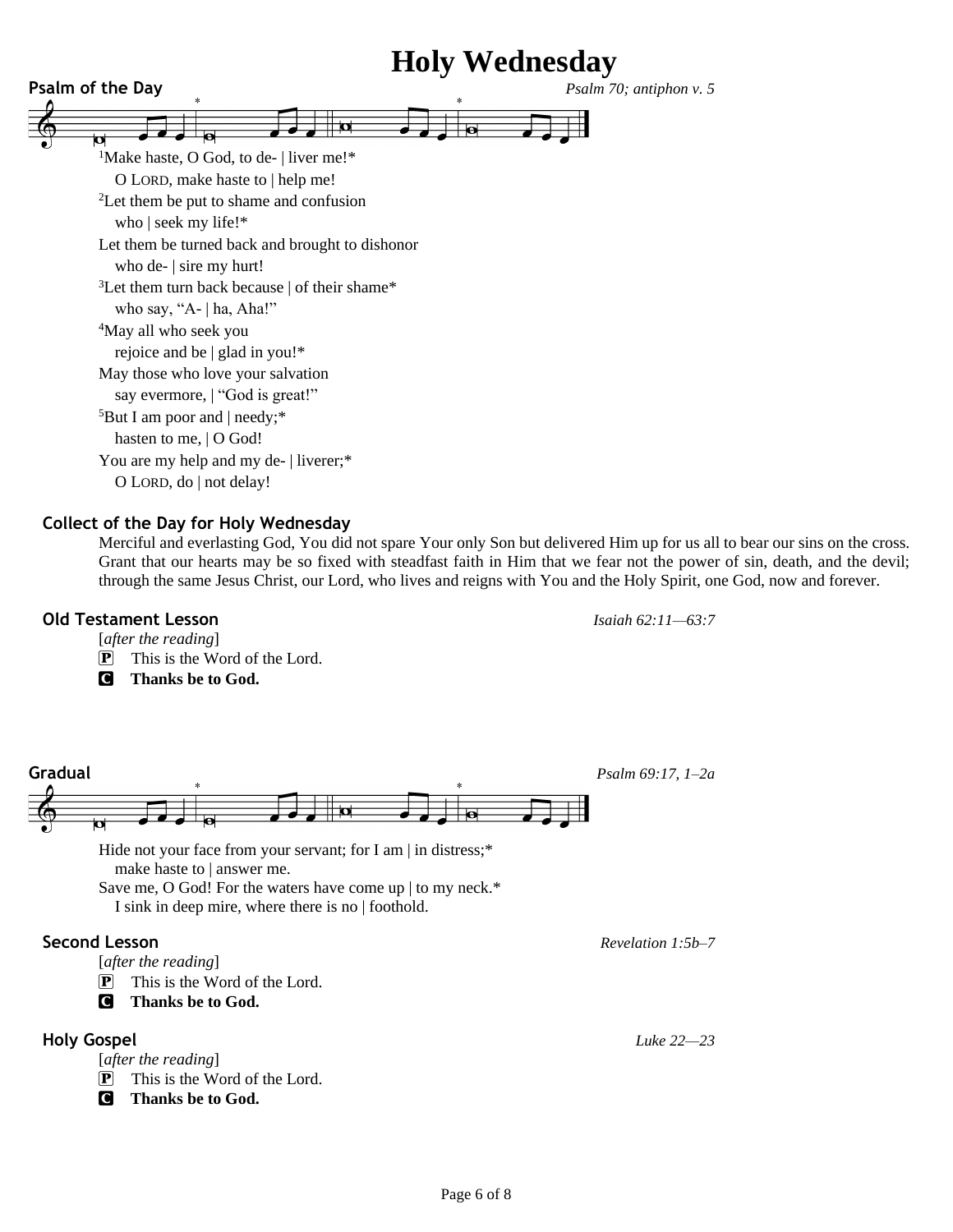# Holy Wednesday

**Psalm of the Day** *Psalm 70; antiphon v. 5*

[1]Make haste, O God, to de- | liver me!*
O LORD, make haste to | help me!
[2]Let them be put to shame and confusion
who | seek my life!*
Let them be turned back and brought to dishonor
who de- | sire my hurt!
[3]Let them turn back because | of their shame*
who say, "A- | ha, Aha!"
[4]May all who seek you
rejoice and be | glad in you!*
May those who love your salvation
say evermore, | "God is great!"
[5]But I am poor and | needy;*
hasten to me, | O God!
You are my help and my de- | liverer;*
O LORD, do | not delay!

**Collect of the Day for Holy Wednesday**

Merciful and everlasting God, You did not spare Your only Son but delivered Him up for us all to bear our sins on the cross. Grant that our hearts may be so fixed with steadfast faith in Him that we fear not the power of sin, death, and the devil; through the same Jesus Christ, our Lord, who lives and reigns with You and the Holy Spirit, one God, now and forever.

**Old Testament Lesson** *Isaiah 62:11—63:7*

[*after the reading*]
P This is the Word of the Lord.
C **Thanks be to God.**

**Gradual** *Psalm 69:17, 1–2a*

Hide not your face from your servant; for I am | in distress;*
make haste to | answer me.
Save me, O God! For the waters have come up | to my neck.*
I sink in deep mire, where there is no | foothold.

**Second Lesson** *Revelation 1:5b–7*

[*after the reading*]
P This is the Word of the Lord.
C **Thanks be to God.**

**Holy Gospel** *Luke 22—23*

[*after the reading*]
P This is the Word of the Lord.
C **Thanks be to God.**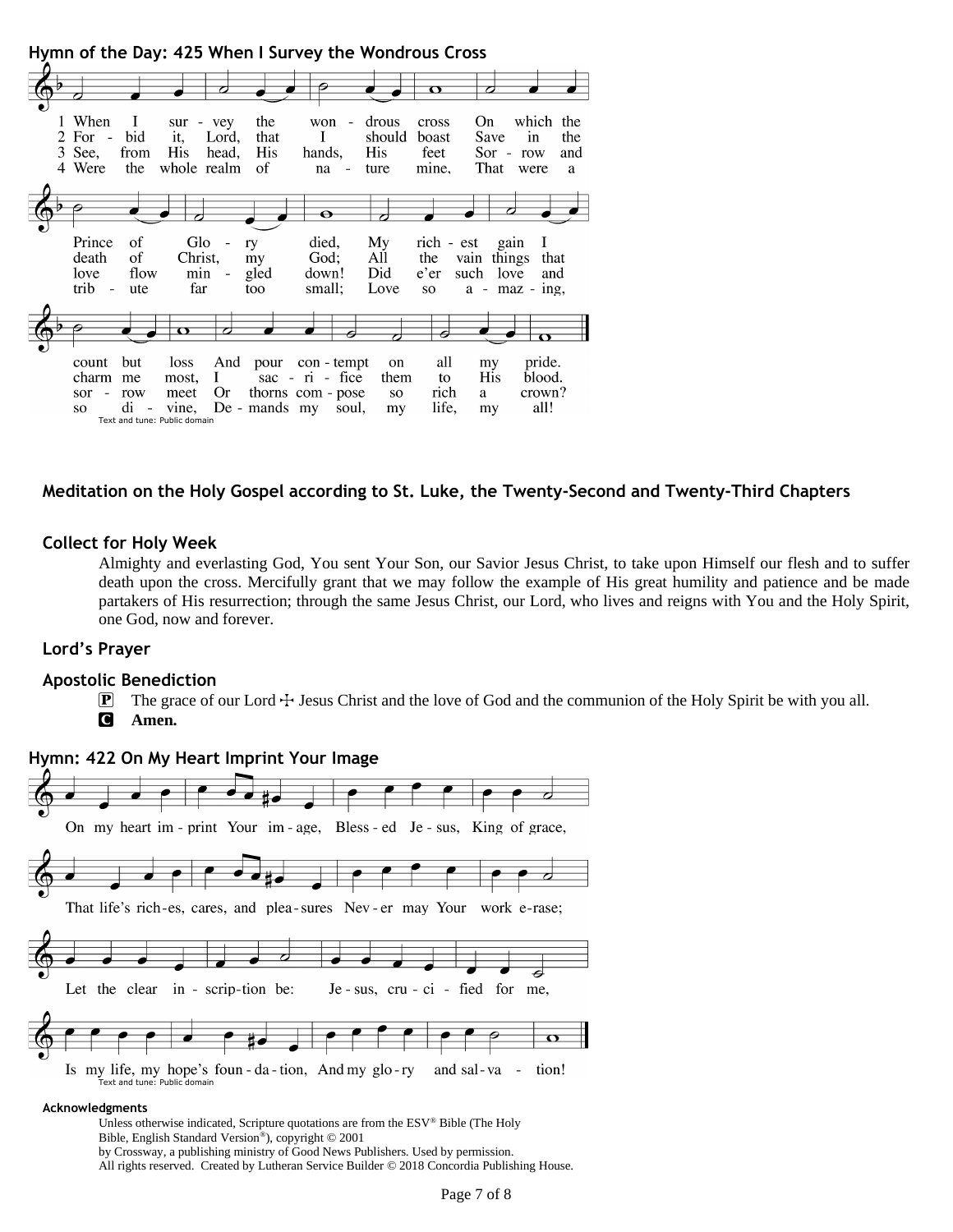**Hymn of the Day: 425 When I Survey the Wondrous Cross**

1 When I survey the wondrous cross On which the Prince of Glory died, My richest gain I count but loss And pour contempt on all my pride.

2 Forbid it, Lord, that I should boast Save in the death of Christ, my God; All the vain things that charm me most, I sacrifice them to His blood.

3 See, from His head, His hands, His feet Sorrow and love flow mingled down! Did e'er such love and sorrow meet Or thorns compose so rich a crown?

4 Were the whole realm of nature mine, That were a tribute far too small; Love so amazing, so divine, Demands my soul, my life, my all!

Text and tune: Public domain

**Meditation on the Holy Gospel according to St. Luke, the Twenty-Second and Twenty-Third Chapters**

**Collect for Holy Week**

Almighty and everlasting God, You sent Your Son, our Savior Jesus Christ, to take upon Himself our flesh and to suffer death upon the cross. Mercifully grant that we may follow the example of His great humility and patience and be made partakers of His resurrection; through the same Jesus Christ, our Lord, who lives and reigns with You and the Holy Spirit, one God, now and forever.

**Lord's Prayer**

**Apostolic Benediction**

P The grace of our Lord ☩ Jesus Christ and the love of God and the communion of the Holy Spirit be with you all.

C **Amen.**

**Hymn: 422 On My Heart Imprint Your Image**

On my heart imprint Your image, Blessed Jesus, King of grace, That life's riches, cares, and pleasures Never may Your work erase; Let the clear inscription be: Jesus, crucified for me, Is my life, my hope's foundation, And my glory and salvation!

Text and tune: Public domain

**Acknowledgments**

Unless otherwise indicated, Scripture quotations are from the ESV® Bible (The Holy Bible, English Standard Version®), copyright © 2001 by Crossway, a publishing ministry of Good News Publishers. Used by permission. All rights reserved. Created by Lutheran Service Builder © 2018 Concordia Publishing House.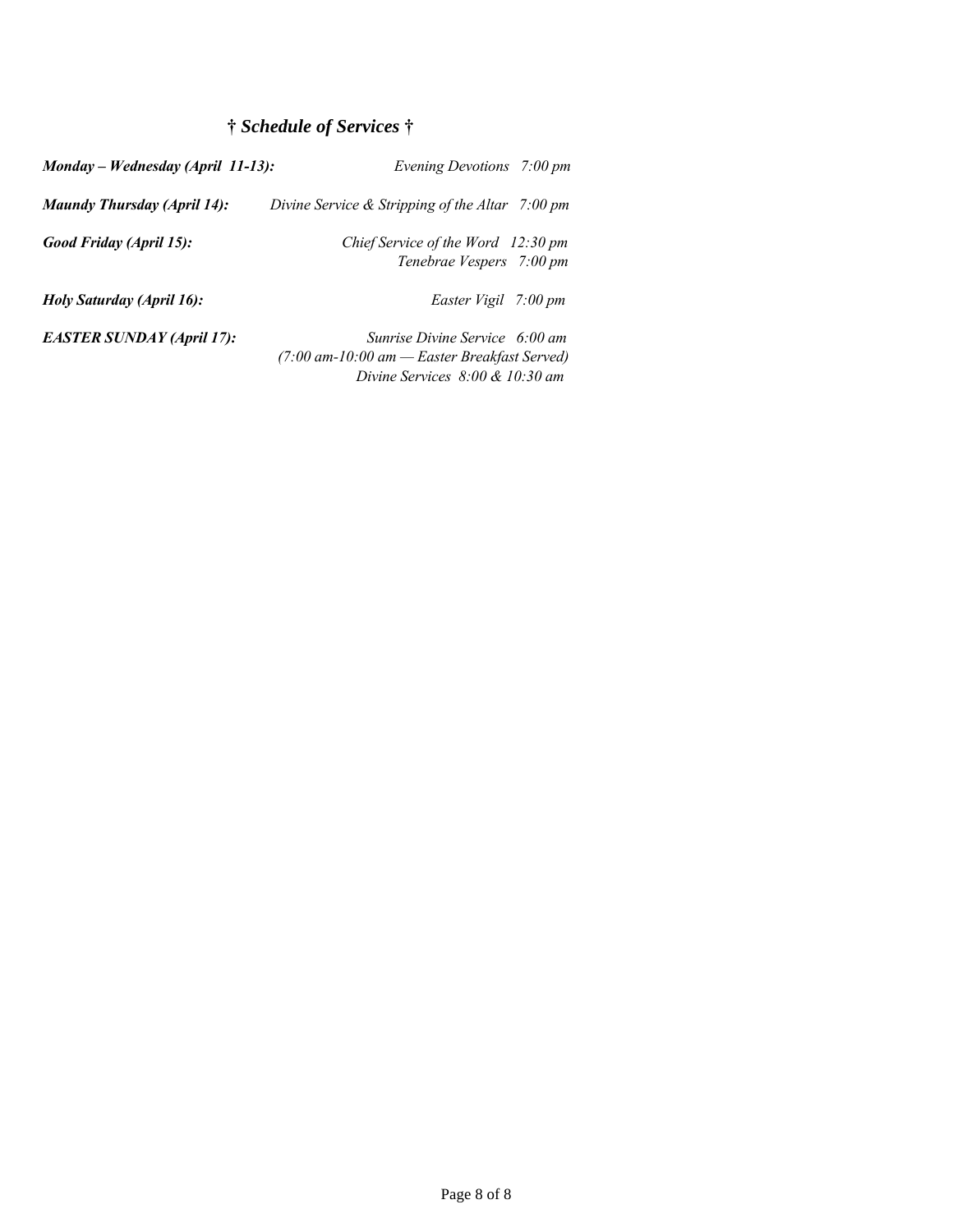## † *Schedule of Services* †

| | |
|---|---|
| ***Monday – Wednesday (April 11-13):*** | *Evening Devotions 7:00 pm* |
| ***Maundy Thursday (April 14):*** | *Divine Service & Stripping of the Altar 7:00 pm* |
| ***Good Friday (April 15):*** | *Chief Service of the Word 12:30 pm*<br>*Tenebrae Vespers 7:00 pm* |
| ***Holy Saturday (April 16):*** | *Easter Vigil 7:00 pm* |
| ***EASTER SUNDAY (April 17):*** | *Sunrise Divine Service 6:00 am*<br>*(7:00 am-10:00 am — Easter Breakfast Served)*<br>*Divine Services 8:00 & 10:30 am* |